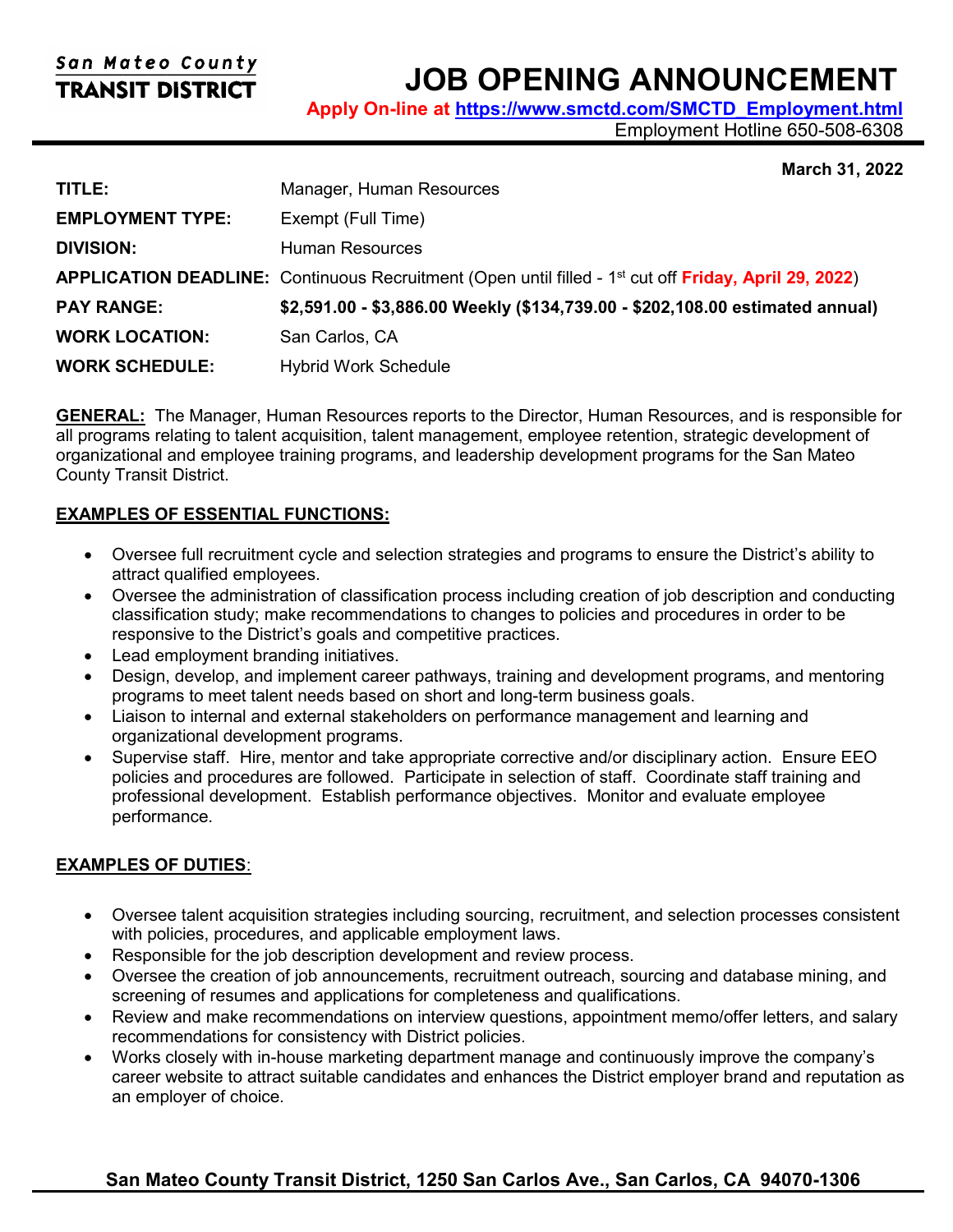San Mateo County
**TRANSIT DISTRICT**

# JOB OPENING ANNOUNCEMENT

**Apply On-line at [https://www.smctd.com/SMCTD_Employment.html](https://www.smctd.com/SMCTD_Employment.html)**
Employment Hotline 650-508-6308

**March 31, 2022**

| | |
|---|---|
| **TITLE:** | Manager, Human Resources |
| **EMPLOYMENT TYPE:** | Exempt (Full Time) |
| **DIVISION:** | Human Resources |
| **APPLICATION DEADLINE:** | Continuous Recruitment (Open until filled - 1st cut off **Friday, April 29, 2022**) |
| **PAY RANGE:** | **$2,591.00 - $3,886.00 Weekly ($134,739.00 - $202,108.00 estimated annual)** |
| **WORK LOCATION:** | San Carlos, CA |
| **WORK SCHEDULE:** | Hybrid Work Schedule |

**GENERAL:** The Manager, Human Resources reports to the Director, Human Resources, and is responsible for all programs relating to talent acquisition, talent management, employee retention, strategic development of organizational and employee training programs, and leadership development programs for the San Mateo County Transit District.

## EXAMPLES OF ESSENTIAL FUNCTIONS:

- Oversee full recruitment cycle and selection strategies and programs to ensure the District's ability to attract qualified employees.
- Oversee the administration of classification process including creation of job description and conducting classification study; make recommendations to changes to policies and procedures in order to be responsive to the District's goals and competitive practices.
- Lead employment branding initiatives.
- Design, develop, and implement career pathways, training and development programs, and mentoring programs to meet talent needs based on short and long-term business goals.
- Liaison to internal and external stakeholders on performance management and learning and organizational development programs.
- Supervise staff. Hire, mentor and take appropriate corrective and/or disciplinary action. Ensure EEO policies and procedures are followed. Participate in selection of staff. Coordinate staff training and professional development. Establish performance objectives. Monitor and evaluate employee performance.

## EXAMPLES OF DUTIES:

- Oversee talent acquisition strategies including sourcing, recruitment, and selection processes consistent with policies, procedures, and applicable employment laws.
- Responsible for the job description development and review process.
- Oversee the creation of job announcements, recruitment outreach, sourcing and database mining, and screening of resumes and applications for completeness and qualifications.
- Review and make recommendations on interview questions, appointment memo/offer letters, and salary recommendations for consistency with District policies.
- Works closely with in-house marketing department manage and continuously improve the company's career website to attract suitable candidates and enhances the District employer brand and reputation as an employer of choice.

**San Mateo County Transit District, 1250 San Carlos Ave., San Carlos, CA 94070-1306**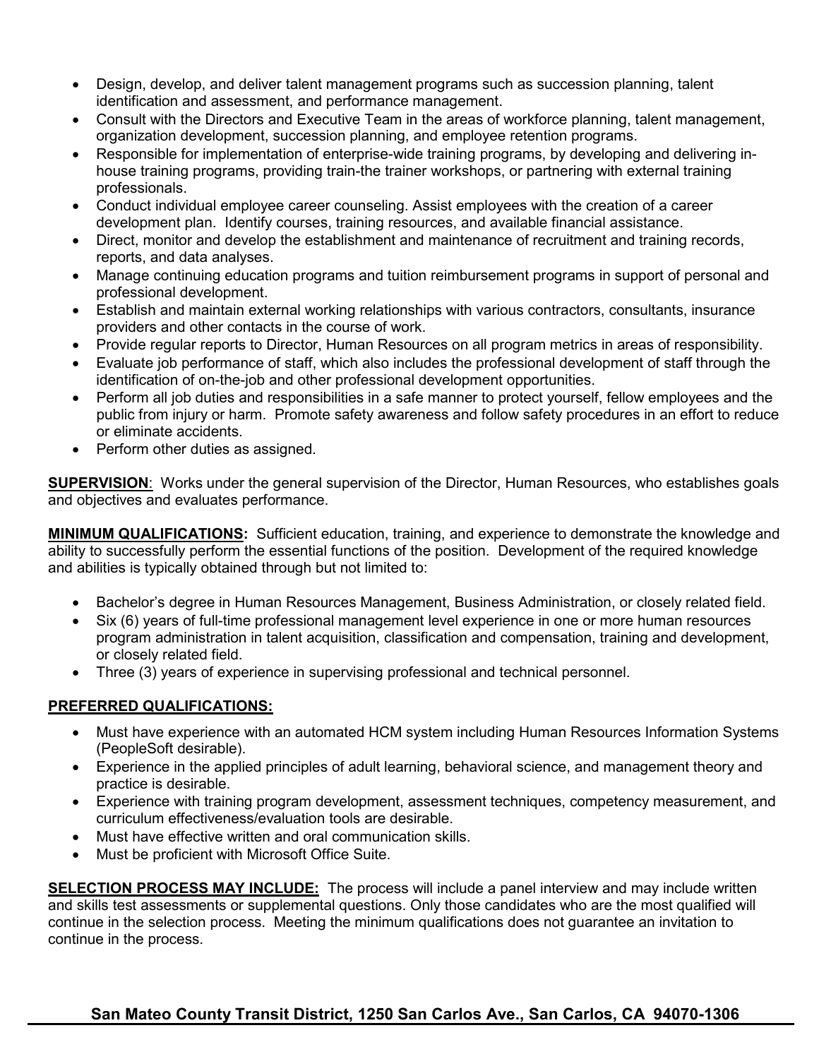- Design, develop, and deliver talent management programs such as succession planning, talent identification and assessment, and performance management.
- Consult with the Directors and Executive Team in the areas of workforce planning, talent management, organization development, succession planning, and employee retention programs.
- Responsible for implementation of enterprise-wide training programs, by developing and delivering in-house training programs, providing train-the trainer workshops, or partnering with external training professionals.
- Conduct individual employee career counseling. Assist employees with the creation of a career development plan. Identify courses, training resources, and available financial assistance.
- Direct, monitor and develop the establishment and maintenance of recruitment and training records, reports, and data analyses.
- Manage continuing education programs and tuition reimbursement programs in support of personal and professional development.
- Establish and maintain external working relationships with various contractors, consultants, insurance providers and other contacts in the course of work.
- Provide regular reports to Director, Human Resources on all program metrics in areas of responsibility.
- Evaluate job performance of staff, which also includes the professional development of staff through the identification of on-the-job and other professional development opportunities.
- Perform all job duties and responsibilities in a safe manner to protect yourself, fellow employees and the public from injury or harm. Promote safety awareness and follow safety procedures in an effort to reduce or eliminate accidents.
- Perform other duties as assigned.

**SUPERVISION**: Works under the general supervision of the Director, Human Resources, who establishes goals and objectives and evaluates performance.

**MINIMUM QUALIFICATIONS:** Sufficient education, training, and experience to demonstrate the knowledge and ability to successfully perform the essential functions of the position. Development of the required knowledge and abilities is typically obtained through but not limited to:

- Bachelor's degree in Human Resources Management, Business Administration, or closely related field.
- Six (6) years of full-time professional management level experience in one or more human resources program administration in talent acquisition, classification and compensation, training and development, or closely related field.
- Three (3) years of experience in supervising professional and technical personnel.

**PREFERRED QUALIFICATIONS:**

- Must have experience with an automated HCM system including Human Resources Information Systems (PeopleSoft desirable).
- Experience in the applied principles of adult learning, behavioral science, and management theory and practice is desirable.
- Experience with training program development, assessment techniques, competency measurement, and curriculum effectiveness/evaluation tools are desirable.
- Must have effective written and oral communication skills.
- Must be proficient with Microsoft Office Suite.

**SELECTION PROCESS MAY INCLUDE:** The process will include a panel interview and may include written and skills test assessments or supplemental questions. Only those candidates who are the most qualified will continue in the selection process. Meeting the minimum qualifications does not guarantee an invitation to continue in the process.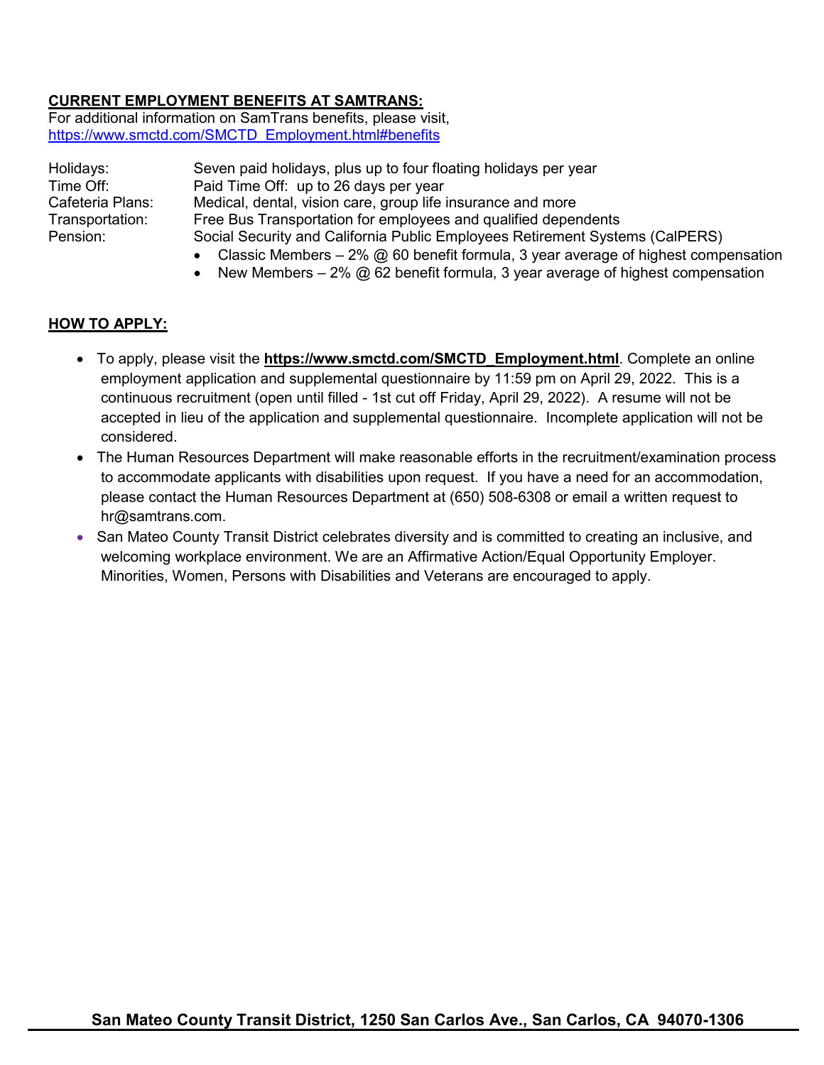**CURRENT EMPLOYMENT BENEFITS AT SAMTRANS:**

For additional information on SamTrans benefits, please visit, https://www.smctd.com/SMCTD_Employment.html#benefits

| | |
|---|---|
| Holidays: | Seven paid holidays, plus up to four floating holidays per year |
| Time Off: | Paid Time Off: up to 26 days per year |
| Cafeteria Plans: | Medical, dental, vision care, group life insurance and more |
| Transportation: | Free Bus Transportation for employees and qualified dependents |
| Pension: | Social Security and California Public Employees Retirement Systems (CalPERS) |

- Classic Members – 2% @ 60 benefit formula, 3 year average of highest compensation
- New Members – 2% @ 62 benefit formula, 3 year average of highest compensation

**HOW TO APPLY:**

- To apply, please visit the **https://www.smctd.com/SMCTD_Employment.html**. Complete an online employment application and supplemental questionnaire by 11:59 pm on April 29, 2022. This is a continuous recruitment (open until filled - 1st cut off Friday, April 29, 2022). A resume will not be accepted in lieu of the application and supplemental questionnaire. Incomplete application will not be considered.
- The Human Resources Department will make reasonable efforts in the recruitment/examination process to accommodate applicants with disabilities upon request. If you have a need for an accommodation, please contact the Human Resources Department at (650) 508-6308 or email a written request to hr@samtrans.com.
- San Mateo County Transit District celebrates diversity and is committed to creating an inclusive, and welcoming workplace environment. We are an Affirmative Action/Equal Opportunity Employer. Minorities, Women, Persons with Disabilities and Veterans are encouraged to apply.

**San Mateo County Transit District, 1250 San Carlos Ave., San Carlos, CA 94070-1306**